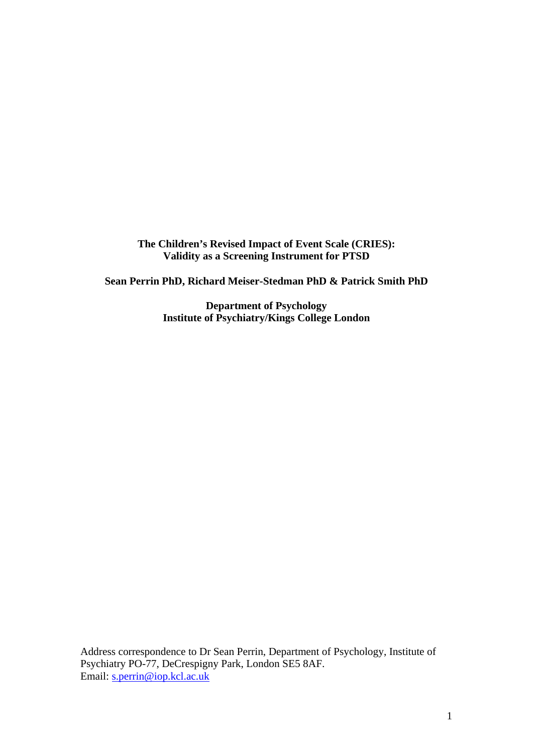# The Children's Revised Impact of Event Scale (CRIES): Validity as a Screening Instrument for PTSD

**Sean Perrin PhD, Richard Meiser-Stedman PhD & Patrick Smith PhD**

**Department of Psychology**
**Institute of Psychiatry/Kings College London**

Address correspondence to Dr Sean Perrin, Department of Psychology, Institute of Psychiatry PO-77, DeCrespigny Park, London SE5 8AF.
Email: s.perrin@iop.kcl.ac.uk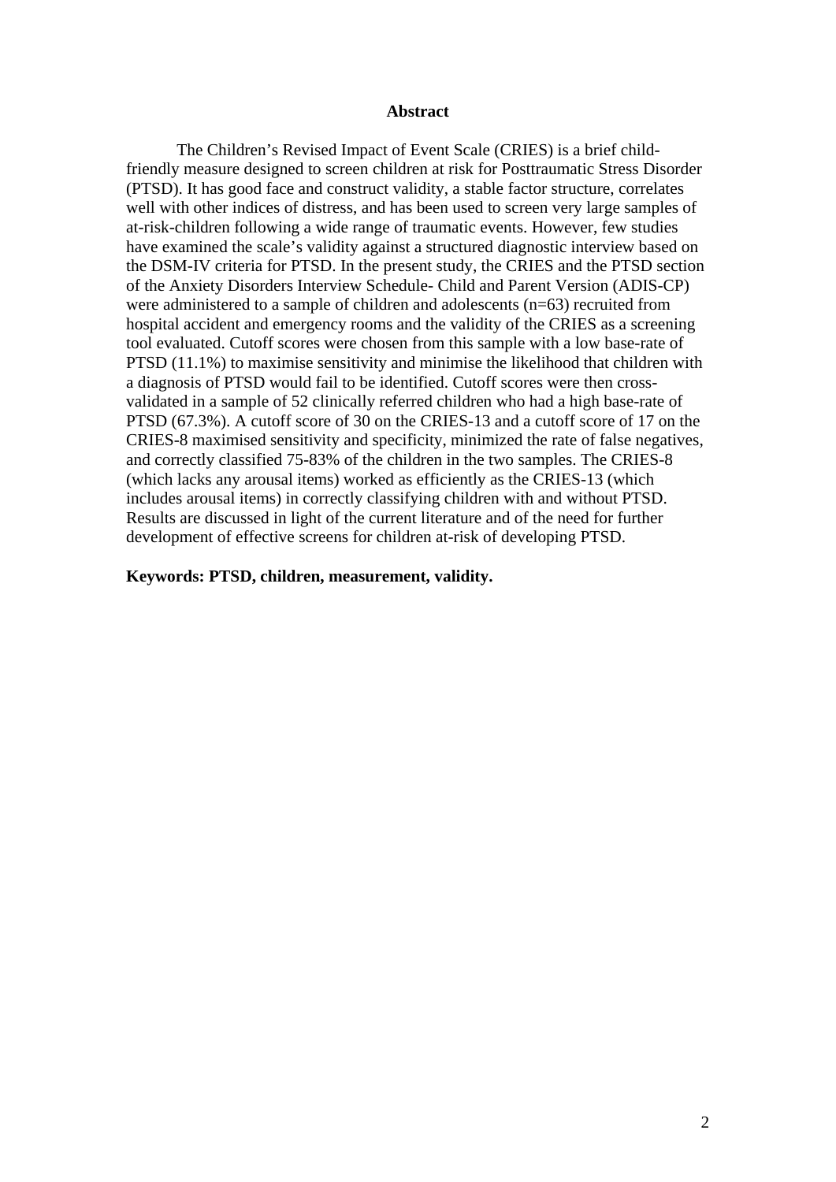## Abstract

The Children's Revised Impact of Event Scale (CRIES) is a brief child-friendly measure designed to screen children at risk for Posttraumatic Stress Disorder (PTSD). It has good face and construct validity, a stable factor structure, correlates well with other indices of distress, and has been used to screen very large samples of at-risk-children following a wide range of traumatic events. However, few studies have examined the scale's validity against a structured diagnostic interview based on the DSM-IV criteria for PTSD. In the present study, the CRIES and the PTSD section of the Anxiety Disorders Interview Schedule- Child and Parent Version (ADIS-CP) were administered to a sample of children and adolescents (n=63) recruited from hospital accident and emergency rooms and the validity of the CRIES as a screening tool evaluated. Cutoff scores were chosen from this sample with a low base-rate of PTSD (11.1%) to maximise sensitivity and minimise the likelihood that children with a diagnosis of PTSD would fail to be identified. Cutoff scores were then cross-validated in a sample of 52 clinically referred children who had a high base-rate of PTSD (67.3%). A cutoff score of 30 on the CRIES-13 and a cutoff score of 17 on the CRIES-8 maximised sensitivity and specificity, minimized the rate of false negatives, and correctly classified 75-83% of the children in the two samples. The CRIES-8 (which lacks any arousal items) worked as efficiently as the CRIES-13 (which includes arousal items) in correctly classifying children with and without PTSD. Results are discussed in light of the current literature and of the need for further development of effective screens for children at-risk of developing PTSD.

**Keywords: PTSD, children, measurement, validity.**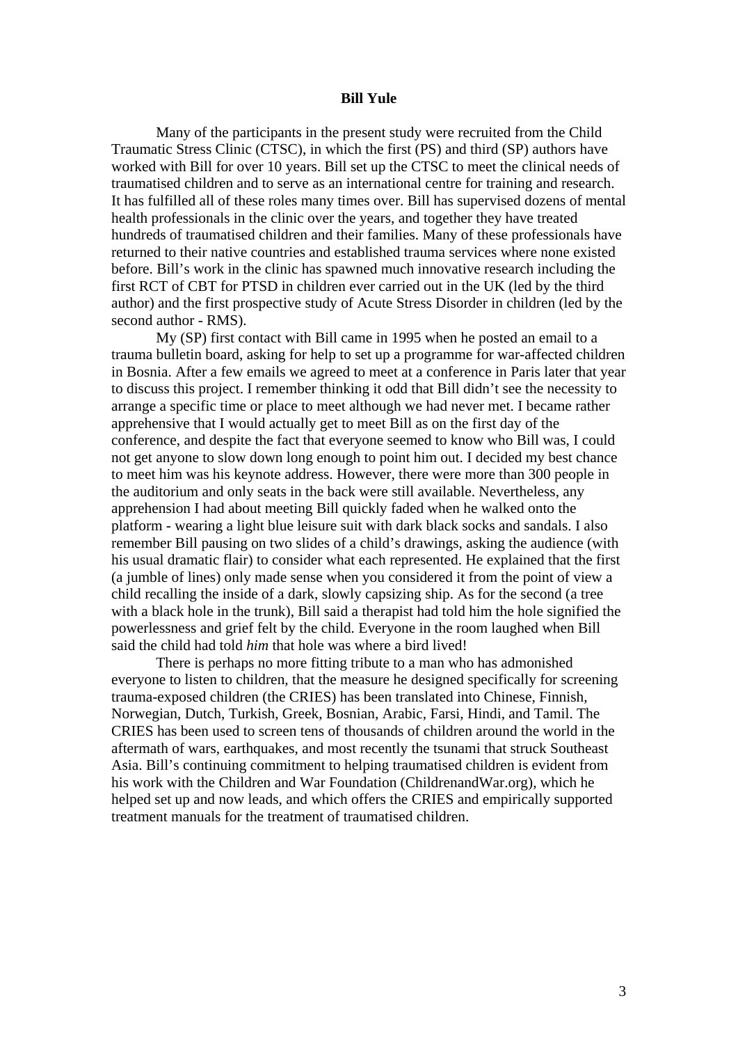**Bill Yule**

Many of the participants in the present study were recruited from the Child Traumatic Stress Clinic (CTSC), in which the first (PS) and third (SP) authors have worked with Bill for over 10 years. Bill set up the CTSC to meet the clinical needs of traumatised children and to serve as an international centre for training and research. It has fulfilled all of these roles many times over. Bill has supervised dozens of mental health professionals in the clinic over the years, and together they have treated hundreds of traumatised children and their families. Many of these professionals have returned to their native countries and established trauma services where none existed before. Bill's work in the clinic has spawned much innovative research including the first RCT of CBT for PTSD in children ever carried out in the UK (led by the third author) and the first prospective study of Acute Stress Disorder in children (led by the second author - RMS).

My (SP) first contact with Bill came in 1995 when he posted an email to a trauma bulletin board, asking for help to set up a programme for war-affected children in Bosnia. After a few emails we agreed to meet at a conference in Paris later that year to discuss this project. I remember thinking it odd that Bill didn't see the necessity to arrange a specific time or place to meet although we had never met. I became rather apprehensive that I would actually get to meet Bill as on the first day of the conference, and despite the fact that everyone seemed to know who Bill was, I could not get anyone to slow down long enough to point him out. I decided my best chance to meet him was his keynote address. However, there were more than 300 people in the auditorium and only seats in the back were still available. Nevertheless, any apprehension I had about meeting Bill quickly faded when he walked onto the platform - wearing a light blue leisure suit with dark black socks and sandals. I also remember Bill pausing on two slides of a child's drawings, asking the audience (with his usual dramatic flair) to consider what each represented. He explained that the first (a jumble of lines) only made sense when you considered it from the point of view a child recalling the inside of a dark, slowly capsizing ship. As for the second (a tree with a black hole in the trunk), Bill said a therapist had told him the hole signified the powerlessness and grief felt by the child. Everyone in the room laughed when Bill said the child had told *him* that hole was where a bird lived!

There is perhaps no more fitting tribute to a man who has admonished everyone to listen to children, that the measure he designed specifically for screening trauma-exposed children (the CRIES) has been translated into Chinese, Finnish, Norwegian, Dutch, Turkish, Greek, Bosnian, Arabic, Farsi, Hindi, and Tamil. The CRIES has been used to screen tens of thousands of children around the world in the aftermath of wars, earthquakes, and most recently the tsunami that struck Southeast Asia. Bill's continuing commitment to helping traumatised children is evident from his work with the Children and War Foundation (ChildrenandWar.org), which he helped set up and now leads, and which offers the CRIES and empirically supported treatment manuals for the treatment of traumatised children.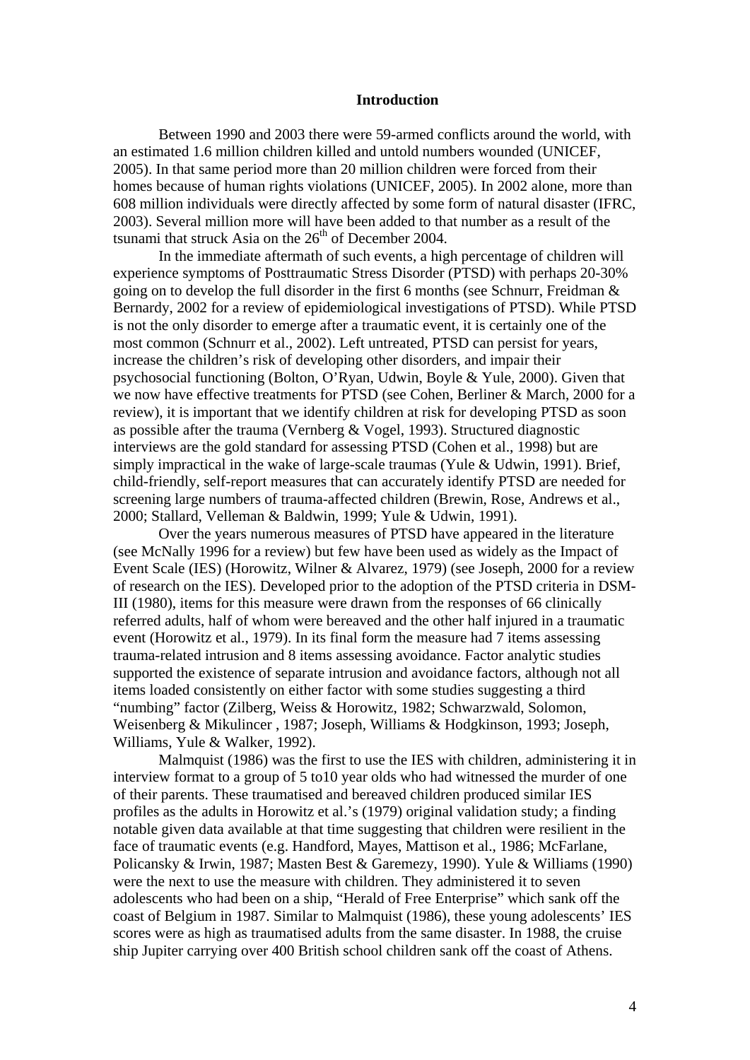## Introduction

Between 1990 and 2003 there were 59-armed conflicts around the world, with an estimated 1.6 million children killed and untold numbers wounded (UNICEF, 2005). In that same period more than 20 million children were forced from their homes because of human rights violations (UNICEF, 2005). In 2002 alone, more than 608 million individuals were directly affected by some form of natural disaster (IFRC, 2003). Several million more will have been added to that number as a result of the tsunami that struck Asia on the 26th of December 2004.

In the immediate aftermath of such events, a high percentage of children will experience symptoms of Posttraumatic Stress Disorder (PTSD) with perhaps 20-30% going on to develop the full disorder in the first 6 months (see Schnurr, Freidman & Bernardy, 2002 for a review of epidemiological investigations of PTSD). While PTSD is not the only disorder to emerge after a traumatic event, it is certainly one of the most common (Schnurr et al., 2002). Left untreated, PTSD can persist for years, increase the children's risk of developing other disorders, and impair their psychosocial functioning (Bolton, O'Ryan, Udwin, Boyle & Yule, 2000). Given that we now have effective treatments for PTSD (see Cohen, Berliner & March, 2000 for a review), it is important that we identify children at risk for developing PTSD as soon as possible after the trauma (Vernberg & Vogel, 1993). Structured diagnostic interviews are the gold standard for assessing PTSD (Cohen et al., 1998) but are simply impractical in the wake of large-scale traumas (Yule & Udwin, 1991). Brief, child-friendly, self-report measures that can accurately identify PTSD are needed for screening large numbers of trauma-affected children (Brewin, Rose, Andrews et al., 2000; Stallard, Velleman & Baldwin, 1999; Yule & Udwin, 1991).

Over the years numerous measures of PTSD have appeared in the literature (see McNally 1996 for a review) but few have been used as widely as the Impact of Event Scale (IES) (Horowitz, Wilner & Alvarez, 1979) (see Joseph, 2000 for a review of research on the IES). Developed prior to the adoption of the PTSD criteria in DSM-III (1980), items for this measure were drawn from the responses of 66 clinically referred adults, half of whom were bereaved and the other half injured in a traumatic event (Horowitz et al., 1979). In its final form the measure had 7 items assessing trauma-related intrusion and 8 items assessing avoidance. Factor analytic studies supported the existence of separate intrusion and avoidance factors, although not all items loaded consistently on either factor with some studies suggesting a third "numbing" factor (Zilberg, Weiss & Horowitz, 1982; Schwarzwald, Solomon, Weisenberg & Mikulincer , 1987; Joseph, Williams & Hodgkinson, 1993; Joseph, Williams, Yule & Walker, 1992).

Malmquist (1986) was the first to use the IES with children, administering it in interview format to a group of 5 to10 year olds who had witnessed the murder of one of their parents. These traumatised and bereaved children produced similar IES profiles as the adults in Horowitz et al.'s (1979) original validation study; a finding notable given data available at that time suggesting that children were resilient in the face of traumatic events (e.g. Handford, Mayes, Mattison et al., 1986; McFarlane, Policansky & Irwin, 1987; Masten Best & Garemezy, 1990). Yule & Williams (1990) were the next to use the measure with children. They administered it to seven adolescents who had been on a ship, "Herald of Free Enterprise" which sank off the coast of Belgium in 1987. Similar to Malmquist (1986), these young adolescents' IES scores were as high as traumatised adults from the same disaster. In 1988, the cruise ship Jupiter carrying over 400 British school children sank off the coast of Athens.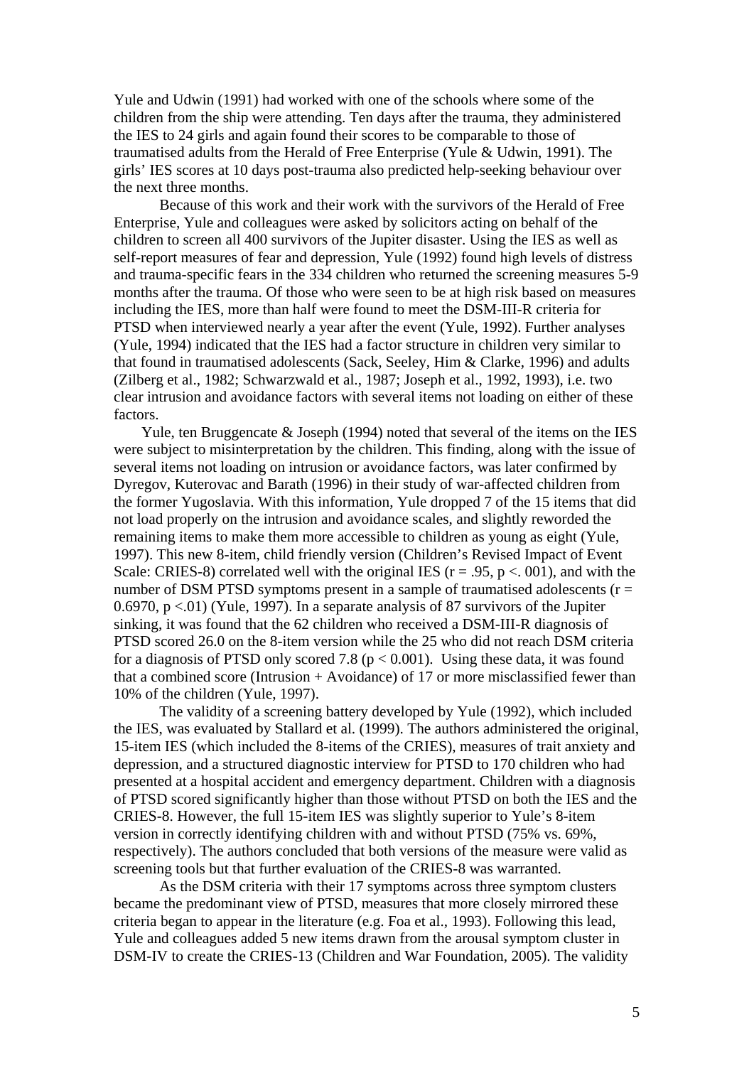Yule and Udwin (1991) had worked with one of the schools where some of the children from the ship were attending. Ten days after the trauma, they administered the IES to 24 girls and again found their scores to be comparable to those of traumatised adults from the Herald of Free Enterprise (Yule & Udwin, 1991). The girls' IES scores at 10 days post-trauma also predicted help-seeking behaviour over the next three months.

Because of this work and their work with the survivors of the Herald of Free Enterprise, Yule and colleagues were asked by solicitors acting on behalf of the children to screen all 400 survivors of the Jupiter disaster. Using the IES as well as self-report measures of fear and depression, Yule (1992) found high levels of distress and trauma-specific fears in the 334 children who returned the screening measures 5-9 months after the trauma. Of those who were seen to be at high risk based on measures including the IES, more than half were found to meet the DSM-III-R criteria for PTSD when interviewed nearly a year after the event (Yule, 1992). Further analyses (Yule, 1994) indicated that the IES had a factor structure in children very similar to that found in traumatised adolescents (Sack, Seeley, Him & Clarke, 1996) and adults (Zilberg et al., 1982; Schwarzwald et al., 1987; Joseph et al., 1992, 1993), i.e. two clear intrusion and avoidance factors with several items not loading on either of these factors.

Yule, ten Bruggencate & Joseph (1994) noted that several of the items on the IES were subject to misinterpretation by the children. This finding, along with the issue of several items not loading on intrusion or avoidance factors, was later confirmed by Dyregov, Kuterovac and Barath (1996) in their study of war-affected children from the former Yugoslavia. With this information, Yule dropped 7 of the 15 items that did not load properly on the intrusion and avoidance scales, and slightly reworded the remaining items to make them more accessible to children as young as eight (Yule, 1997). This new 8-item, child friendly version (Children's Revised Impact of Event Scale: CRIES-8) correlated well with the original IES ($r = .95$, $p <. 001$), and with the number of DSM PTSD symptoms present in a sample of traumatised adolescents ($r = 0.6970$, $p <.01$) (Yule, 1997). In a separate analysis of 87 survivors of the Jupiter sinking, it was found that the 62 children who received a DSM-III-R diagnosis of PTSD scored 26.0 on the 8-item version while the 25 who did not reach DSM criteria for a diagnosis of PTSD only scored 7.8 ($p < 0.001$). Using these data, it was found that a combined score (Intrusion + Avoidance) of 17 or more misclassified fewer than 10% of the children (Yule, 1997).

The validity of a screening battery developed by Yule (1992), which included the IES, was evaluated by Stallard et al. (1999). The authors administered the original, 15-item IES (which included the 8-items of the CRIES), measures of trait anxiety and depression, and a structured diagnostic interview for PTSD to 170 children who had presented at a hospital accident and emergency department. Children with a diagnosis of PTSD scored significantly higher than those without PTSD on both the IES and the CRIES-8. However, the full 15-item IES was slightly superior to Yule's 8-item version in correctly identifying children with and without PTSD (75% vs. 69%, respectively). The authors concluded that both versions of the measure were valid as screening tools but that further evaluation of the CRIES-8 was warranted.

As the DSM criteria with their 17 symptoms across three symptom clusters became the predominant view of PTSD, measures that more closely mirrored these criteria began to appear in the literature (e.g. Foa et al., 1993). Following this lead, Yule and colleagues added 5 new items drawn from the arousal symptom cluster in DSM-IV to create the CRIES-13 (Children and War Foundation, 2005). The validity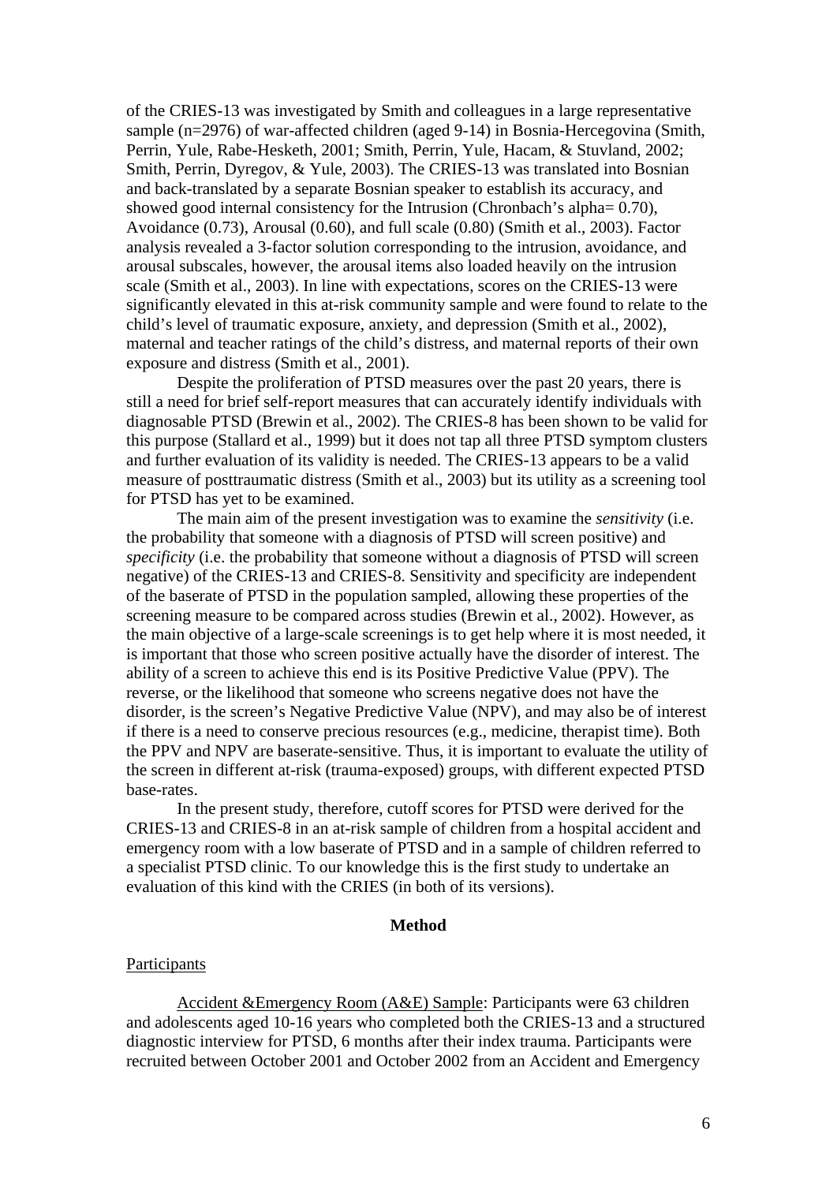of the CRIES-13 was investigated by Smith and colleagues in a large representative sample (n=2976) of war-affected children (aged 9-14) in Bosnia-Hercegovina (Smith, Perrin, Yule, Rabe-Hesketh, 2001; Smith, Perrin, Yule, Hacam, & Stuvland, 2002; Smith, Perrin, Dyregov, & Yule, 2003). The CRIES-13 was translated into Bosnian and back-translated by a separate Bosnian speaker to establish its accuracy, and showed good internal consistency for the Intrusion (Chronbach's alpha= 0.70), Avoidance (0.73), Arousal (0.60), and full scale (0.80) (Smith et al., 2003). Factor analysis revealed a 3-factor solution corresponding to the intrusion, avoidance, and arousal subscales, however, the arousal items also loaded heavily on the intrusion scale (Smith et al., 2003). In line with expectations, scores on the CRIES-13 were significantly elevated in this at-risk community sample and were found to relate to the child's level of traumatic exposure, anxiety, and depression (Smith et al., 2002), maternal and teacher ratings of the child's distress, and maternal reports of their own exposure and distress (Smith et al., 2001).

Despite the proliferation of PTSD measures over the past 20 years, there is still a need for brief self-report measures that can accurately identify individuals with diagnosable PTSD (Brewin et al., 2002). The CRIES-8 has been shown to be valid for this purpose (Stallard et al., 1999) but it does not tap all three PTSD symptom clusters and further evaluation of its validity is needed. The CRIES-13 appears to be a valid measure of posttraumatic distress (Smith et al., 2003) but its utility as a screening tool for PTSD has yet to be examined.

The main aim of the present investigation was to examine the *sensitivity* (i.e. the probability that someone with a diagnosis of PTSD will screen positive) and *specificity* (i.e. the probability that someone without a diagnosis of PTSD will screen negative) of the CRIES-13 and CRIES-8. Sensitivity and specificity are independent of the baserate of PTSD in the population sampled, allowing these properties of the screening measure to be compared across studies (Brewin et al., 2002). However, as the main objective of a large-scale screenings is to get help where it is most needed, it is important that those who screen positive actually have the disorder of interest. The ability of a screen to achieve this end is its Positive Predictive Value (PPV). The reverse, or the likelihood that someone who screens negative does not have the disorder, is the screen's Negative Predictive Value (NPV), and may also be of interest if there is a need to conserve precious resources (e.g., medicine, therapist time). Both the PPV and NPV are baserate-sensitive. Thus, it is important to evaluate the utility of the screen in different at-risk (trauma-exposed) groups, with different expected PTSD base-rates.

In the present study, therefore, cutoff scores for PTSD were derived for the CRIES-13 and CRIES-8 in an at-risk sample of children from a hospital accident and emergency room with a low baserate of PTSD and in a sample of children referred to a specialist PTSD clinic. To our knowledge this is the first study to undertake an evaluation of this kind with the CRIES (in both of its versions).

## Method

### Participants

Accident &Emergency Room (A&E) Sample: Participants were 63 children and adolescents aged 10-16 years who completed both the CRIES-13 and a structured diagnostic interview for PTSD, 6 months after their index trauma. Participants were recruited between October 2001 and October 2002 from an Accident and Emergency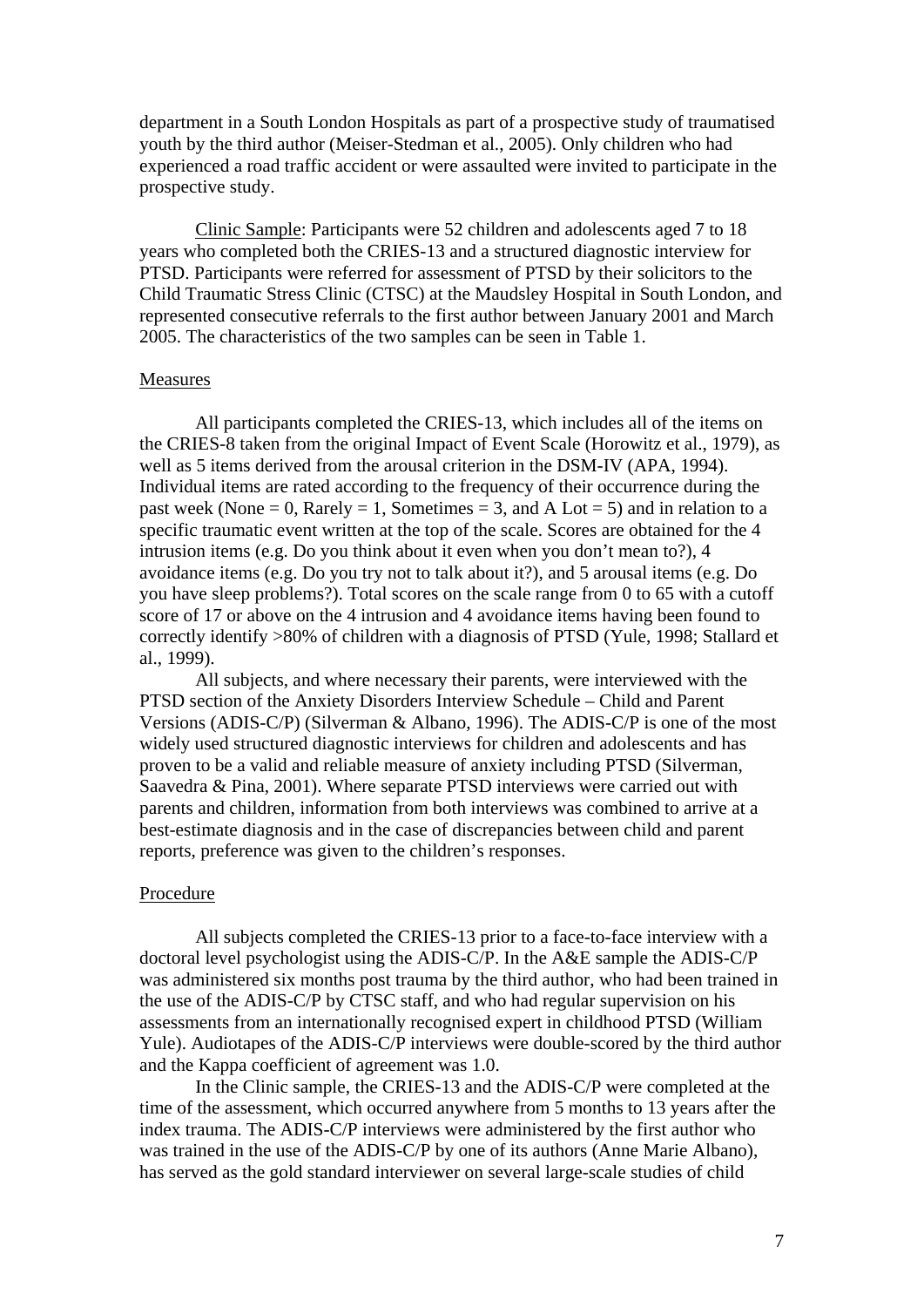department in a South London Hospitals as part of a prospective study of traumatised youth by the third author (Meiser-Stedman et al., 2005). Only children who had experienced a road traffic accident or were assaulted were invited to participate in the prospective study.

Clinic Sample: Participants were 52 children and adolescents aged 7 to 18 years who completed both the CRIES-13 and a structured diagnostic interview for PTSD. Participants were referred for assessment of PTSD by their solicitors to the Child Traumatic Stress Clinic (CTSC) at the Maudsley Hospital in South London, and represented consecutive referrals to the first author between January 2001 and March 2005. The characteristics of the two samples can be seen in Table 1.

## Measures

All participants completed the CRIES-13, which includes all of the items on the CRIES-8 taken from the original Impact of Event Scale (Horowitz et al., 1979), as well as 5 items derived from the arousal criterion in the DSM-IV (APA, 1994). Individual items are rated according to the frequency of their occurrence during the past week (None = 0, Rarely = 1, Sometimes = 3, and A Lot = 5) and in relation to a specific traumatic event written at the top of the scale. Scores are obtained for the 4 intrusion items (e.g. Do you think about it even when you don't mean to?), 4 avoidance items (e.g. Do you try not to talk about it?), and 5 arousal items (e.g. Do you have sleep problems?). Total scores on the scale range from 0 to 65 with a cutoff score of 17 or above on the 4 intrusion and 4 avoidance items having been found to correctly identify >80% of children with a diagnosis of PTSD (Yule, 1998; Stallard et al., 1999).

All subjects, and where necessary their parents, were interviewed with the PTSD section of the Anxiety Disorders Interview Schedule – Child and Parent Versions (ADIS-C/P) (Silverman & Albano, 1996). The ADIS-C/P is one of the most widely used structured diagnostic interviews for children and adolescents and has proven to be a valid and reliable measure of anxiety including PTSD (Silverman, Saavedra & Pina, 2001). Where separate PTSD interviews were carried out with parents and children, information from both interviews was combined to arrive at a best-estimate diagnosis and in the case of discrepancies between child and parent reports, preference was given to the children's responses.

## Procedure

All subjects completed the CRIES-13 prior to a face-to-face interview with a doctoral level psychologist using the ADIS-C/P. In the A&E sample the ADIS-C/P was administered six months post trauma by the third author, who had been trained in the use of the ADIS-C/P by CTSC staff, and who had regular supervision on his assessments from an internationally recognised expert in childhood PTSD (William Yule). Audiotapes of the ADIS-C/P interviews were double-scored by the third author and the Kappa coefficient of agreement was 1.0.

In the Clinic sample, the CRIES-13 and the ADIS-C/P were completed at the time of the assessment, which occurred anywhere from 5 months to 13 years after the index trauma. The ADIS-C/P interviews were administered by the first author who was trained in the use of the ADIS-C/P by one of its authors (Anne Marie Albano), has served as the gold standard interviewer on several large-scale studies of child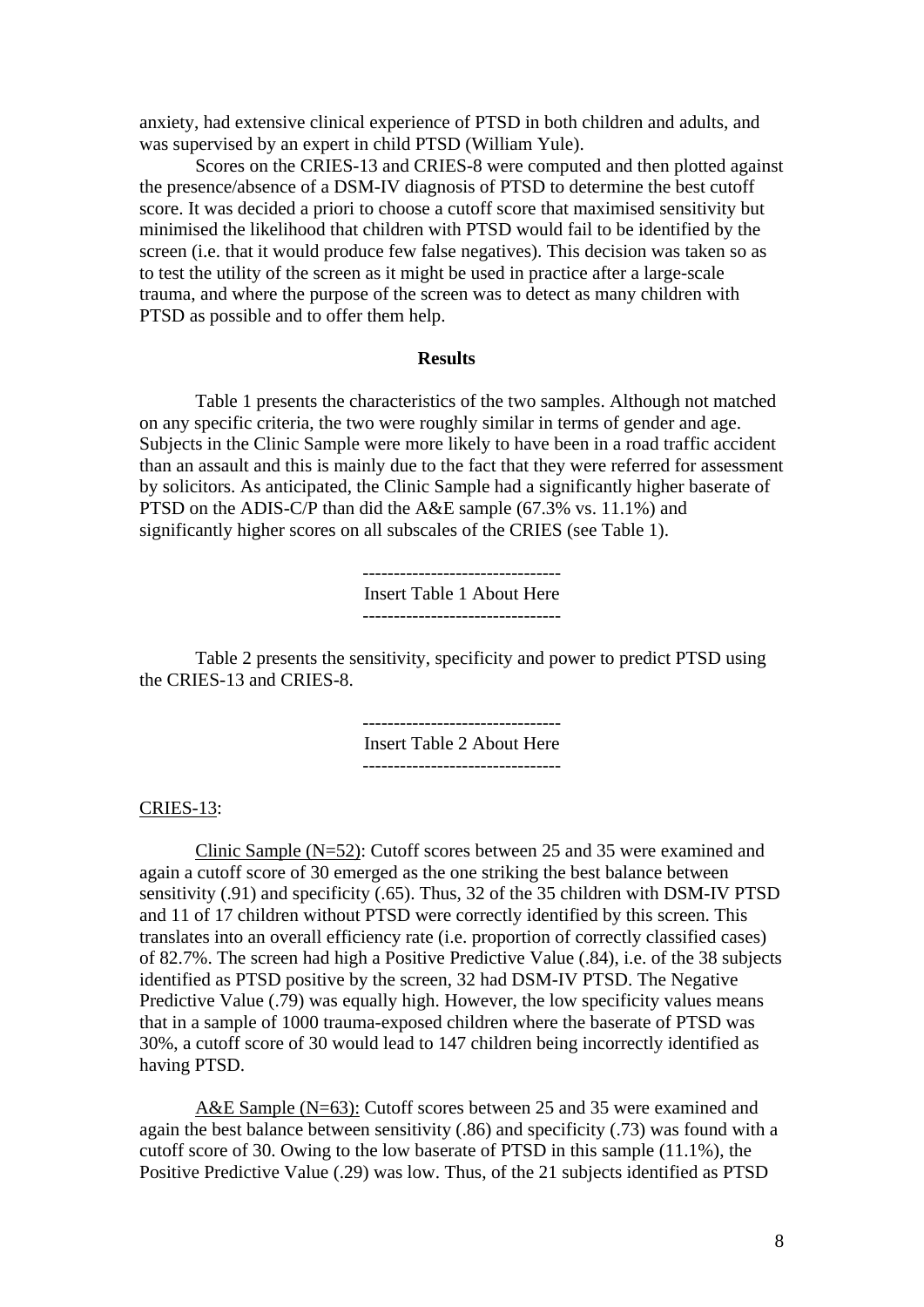anxiety, had extensive clinical experience of PTSD in both children and adults, and was supervised by an expert in child PTSD (William Yule).

Scores on the CRIES-13 and CRIES-8 were computed and then plotted against the presence/absence of a DSM-IV diagnosis of PTSD to determine the best cutoff score. It was decided a priori to choose a cutoff score that maximised sensitivity but minimised the likelihood that children with PTSD would fail to be identified by the screen (i.e. that it would produce few false negatives). This decision was taken so as to test the utility of the screen as it might be used in practice after a large-scale trauma, and where the purpose of the screen was to detect as many children with PTSD as possible and to offer them help.

**Results**

Table 1 presents the characteristics of the two samples. Although not matched on any specific criteria, the two were roughly similar in terms of gender and age. Subjects in the Clinic Sample were more likely to have been in a road traffic accident than an assault and this is mainly due to the fact that they were referred for assessment by solicitors. As anticipated, the Clinic Sample had a significantly higher baserate of PTSD on the ADIS-C/P than did the A&E sample (67.3% vs. 11.1%) and significantly higher scores on all subscales of the CRIES (see Table 1).

--------------------------------
Insert Table 1 About Here
--------------------------------

Table 2 presents the sensitivity, specificity and power to predict PTSD using the CRIES-13 and CRIES-8.

--------------------------------
Insert Table 2 About Here
--------------------------------

<u>CRIES-13</u>:

<u>Clinic Sample (N=52)</u>: Cutoff scores between 25 and 35 were examined and again a cutoff score of 30 emerged as the one striking the best balance between sensitivity (.91) and specificity (.65). Thus, 32 of the 35 children with DSM-IV PTSD and 11 of 17 children without PTSD were correctly identified by this screen. This translates into an overall efficiency rate (i.e. proportion of correctly classified cases) of 82.7%. The screen had high a Positive Predictive Value (.84), i.e. of the 38 subjects identified as PTSD positive by the screen, 32 had DSM-IV PTSD. The Negative Predictive Value (.79) was equally high. However, the low specificity values means that in a sample of 1000 trauma-exposed children where the baserate of PTSD was 30%, a cutoff score of 30 would lead to 147 children being incorrectly identified as having PTSD.

<u>A&E Sample (N=63):</u> Cutoff scores between 25 and 35 were examined and again the best balance between sensitivity (.86) and specificity (.73) was found with a cutoff score of 30. Owing to the low baserate of PTSD in this sample (11.1%), the Positive Predictive Value (.29) was low. Thus, of the 21 subjects identified as PTSD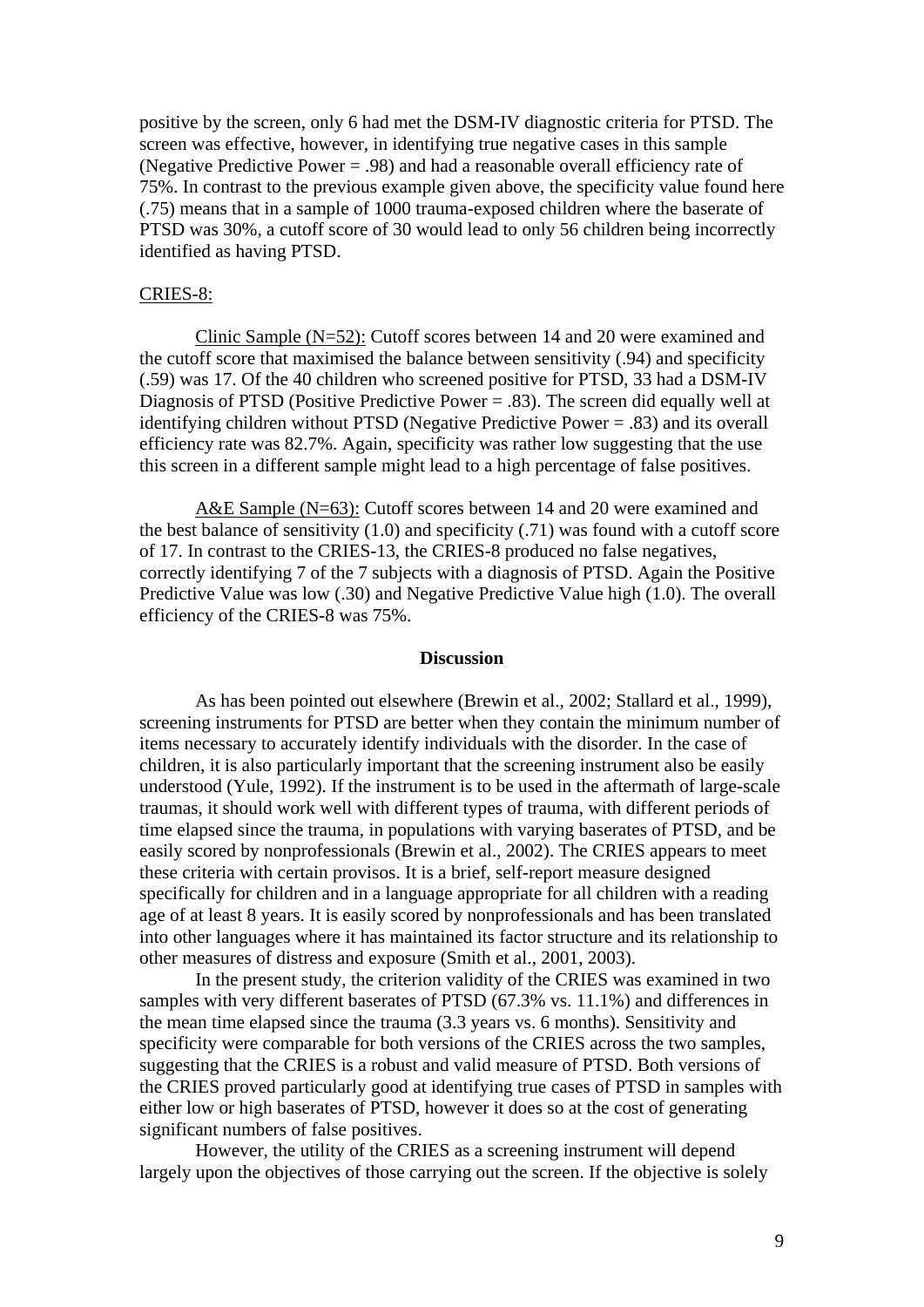positive by the screen, only 6 had met the DSM-IV diagnostic criteria for PTSD. The screen was effective, however, in identifying true negative cases in this sample (Negative Predictive Power = .98) and had a reasonable overall efficiency rate of 75%. In contrast to the previous example given above, the specificity value found here (.75) means that in a sample of 1000 trauma-exposed children where the baserate of PTSD was 30%, a cutoff score of 30 would lead to only 56 children being incorrectly identified as having PTSD.

CRIES-8:

Clinic Sample (N=52): Cutoff scores between 14 and 20 were examined and the cutoff score that maximised the balance between sensitivity (.94) and specificity (.59) was 17. Of the 40 children who screened positive for PTSD, 33 had a DSM-IV Diagnosis of PTSD (Positive Predictive Power = .83). The screen did equally well at identifying children without PTSD (Negative Predictive Power = .83) and its overall efficiency rate was 82.7%. Again, specificity was rather low suggesting that the use this screen in a different sample might lead to a high percentage of false positives.

A&E Sample (N=63): Cutoff scores between 14 and 20 were examined and the best balance of sensitivity (1.0) and specificity (.71) was found with a cutoff score of 17. In contrast to the CRIES-13, the CRIES-8 produced no false negatives, correctly identifying 7 of the 7 subjects with a diagnosis of PTSD. Again the Positive Predictive Value was low (.30) and Negative Predictive Value high (1.0). The overall efficiency of the CRIES-8 was 75%.

## Discussion

As has been pointed out elsewhere (Brewin et al., 2002; Stallard et al., 1999), screening instruments for PTSD are better when they contain the minimum number of items necessary to accurately identify individuals with the disorder. In the case of children, it is also particularly important that the screening instrument also be easily understood (Yule, 1992). If the instrument is to be used in the aftermath of large-scale traumas, it should work well with different types of trauma, with different periods of time elapsed since the trauma, in populations with varying baserates of PTSD, and be easily scored by nonprofessionals (Brewin et al., 2002). The CRIES appears to meet these criteria with certain provisos. It is a brief, self-report measure designed specifically for children and in a language appropriate for all children with a reading age of at least 8 years. It is easily scored by nonprofessionals and has been translated into other languages where it has maintained its factor structure and its relationship to other measures of distress and exposure (Smith et al., 2001, 2003).

In the present study, the criterion validity of the CRIES was examined in two samples with very different baserates of PTSD (67.3% vs. 11.1%) and differences in the mean time elapsed since the trauma (3.3 years vs. 6 months). Sensitivity and specificity were comparable for both versions of the CRIES across the two samples, suggesting that the CRIES is a robust and valid measure of PTSD. Both versions of the CRIES proved particularly good at identifying true cases of PTSD in samples with either low or high baserates of PTSD, however it does so at the cost of generating significant numbers of false positives.

However, the utility of the CRIES as a screening instrument will depend largely upon the objectives of those carrying out the screen. If the objective is solely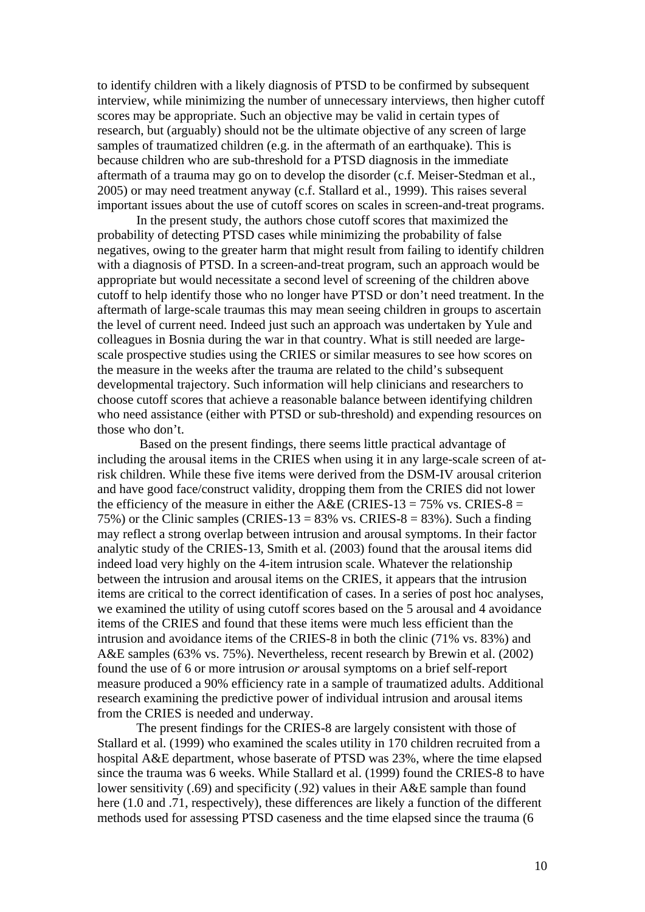to identify children with a likely diagnosis of PTSD to be confirmed by subsequent interview, while minimizing the number of unnecessary interviews, then higher cutoff scores may be appropriate. Such an objective may be valid in certain types of research, but (arguably) should not be the ultimate objective of any screen of large samples of traumatized children (e.g. in the aftermath of an earthquake). This is because children who are sub-threshold for a PTSD diagnosis in the immediate aftermath of a trauma may go on to develop the disorder (c.f. Meiser-Stedman et al., 2005) or may need treatment anyway (c.f. Stallard et al., 1999). This raises several important issues about the use of cutoff scores on scales in screen-and-treat programs.

In the present study, the authors chose cutoff scores that maximized the probability of detecting PTSD cases while minimizing the probability of false negatives, owing to the greater harm that might result from failing to identify children with a diagnosis of PTSD. In a screen-and-treat program, such an approach would be appropriate but would necessitate a second level of screening of the children above cutoff to help identify those who no longer have PTSD or don't need treatment. In the aftermath of large-scale traumas this may mean seeing children in groups to ascertain the level of current need. Indeed just such an approach was undertaken by Yule and colleagues in Bosnia during the war in that country. What is still needed are large-scale prospective studies using the CRIES or similar measures to see how scores on the measure in the weeks after the trauma are related to the child's subsequent developmental trajectory. Such information will help clinicians and researchers to choose cutoff scores that achieve a reasonable balance between identifying children who need assistance (either with PTSD or sub-threshold) and expending resources on those who don't.

Based on the present findings, there seems little practical advantage of including the arousal items in the CRIES when using it in any large-scale screen of at-risk children. While these five items were derived from the DSM-IV arousal criterion and have good face/construct validity, dropping them from the CRIES did not lower the efficiency of the measure in either the A&E (CRIES-13 = 75% vs. CRIES-8 = 75%) or the Clinic samples (CRIES-13 = 83% vs. CRIES-8 = 83%). Such a finding may reflect a strong overlap between intrusion and arousal symptoms. In their factor analytic study of the CRIES-13, Smith et al. (2003) found that the arousal items did indeed load very highly on the 4-item intrusion scale. Whatever the relationship between the intrusion and arousal items on the CRIES, it appears that the intrusion items are critical to the correct identification of cases. In a series of post hoc analyses, we examined the utility of using cutoff scores based on the 5 arousal and 4 avoidance items of the CRIES and found that these items were much less efficient than the intrusion and avoidance items of the CRIES-8 in both the clinic (71% vs. 83%) and A&E samples (63% vs. 75%). Nevertheless, recent research by Brewin et al. (2002) found the use of 6 or more intrusion *or* arousal symptoms on a brief self-report measure produced a 90% efficiency rate in a sample of traumatized adults. Additional research examining the predictive power of individual intrusion and arousal items from the CRIES is needed and underway.

The present findings for the CRIES-8 are largely consistent with those of Stallard et al. (1999) who examined the scales utility in 170 children recruited from a hospital A&E department, whose baserate of PTSD was 23%, where the time elapsed since the trauma was 6 weeks. While Stallard et al. (1999) found the CRIES-8 to have lower sensitivity (.69) and specificity (.92) values in their A&E sample than found here (1.0 and .71, respectively), these differences are likely a function of the different methods used for assessing PTSD caseness and the time elapsed since the trauma (6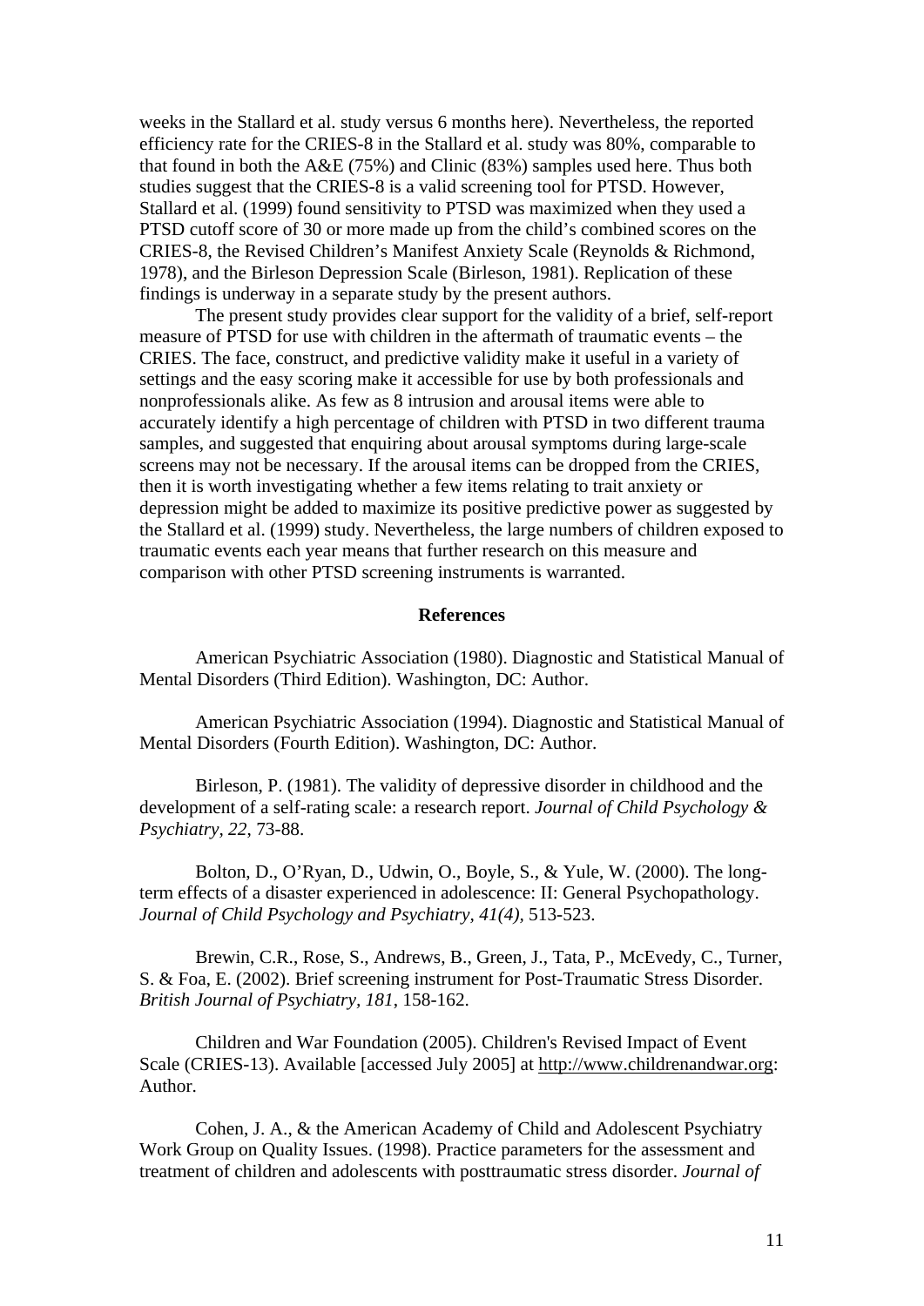weeks in the Stallard et al. study versus 6 months here). Nevertheless, the reported efficiency rate for the CRIES-8 in the Stallard et al. study was 80%, comparable to that found in both the A&E (75%) and Clinic (83%) samples used here. Thus both studies suggest that the CRIES-8 is a valid screening tool for PTSD. However, Stallard et al. (1999) found sensitivity to PTSD was maximized when they used a PTSD cutoff score of 30 or more made up from the child's combined scores on the CRIES-8, the Revised Children's Manifest Anxiety Scale (Reynolds & Richmond, 1978), and the Birleson Depression Scale (Birleson, 1981). Replication of these findings is underway in a separate study by the present authors.

The present study provides clear support for the validity of a brief, self-report measure of PTSD for use with children in the aftermath of traumatic events – the CRIES. The face, construct, and predictive validity make it useful in a variety of settings and the easy scoring make it accessible for use by both professionals and nonprofessionals alike. As few as 8 intrusion and arousal items were able to accurately identify a high percentage of children with PTSD in two different trauma samples, and suggested that enquiring about arousal symptoms during large-scale screens may not be necessary. If the arousal items can be dropped from the CRIES, then it is worth investigating whether a few items relating to trait anxiety or depression might be added to maximize its positive predictive power as suggested by the Stallard et al. (1999) study. Nevertheless, the large numbers of children exposed to traumatic events each year means that further research on this measure and comparison with other PTSD screening instruments is warranted.

## References

American Psychiatric Association (1980). Diagnostic and Statistical Manual of Mental Disorders (Third Edition). Washington, DC: Author.

American Psychiatric Association (1994). Diagnostic and Statistical Manual of Mental Disorders (Fourth Edition). Washington, DC: Author.

Birleson, P. (1981). The validity of depressive disorder in childhood and the development of a self-rating scale: a research report. *Journal of Child Psychology & Psychiatry, 22*, 73-88.

Bolton, D., O'Ryan, D., Udwin, O., Boyle, S., & Yule, W. (2000). The long-term effects of a disaster experienced in adolescence: II: General Psychopathology. *Journal of Child Psychology and Psychiatry, 41(4),* 513-523.

Brewin, C.R., Rose, S., Andrews, B., Green, J., Tata, P., McEvedy, C., Turner, S. & Foa, E. (2002). Brief screening instrument for Post-Traumatic Stress Disorder. *British Journal of Psychiatry, 181*, 158-162.

Children and War Foundation (2005). Children's Revised Impact of Event Scale (CRIES-13). Available [accessed July 2005] at http://www.childrenandwar.org: Author.

Cohen, J. A., & the American Academy of Child and Adolescent Psychiatry Work Group on Quality Issues. (1998). Practice parameters for the assessment and treatment of children and adolescents with posttraumatic stress disorder. *Journal of*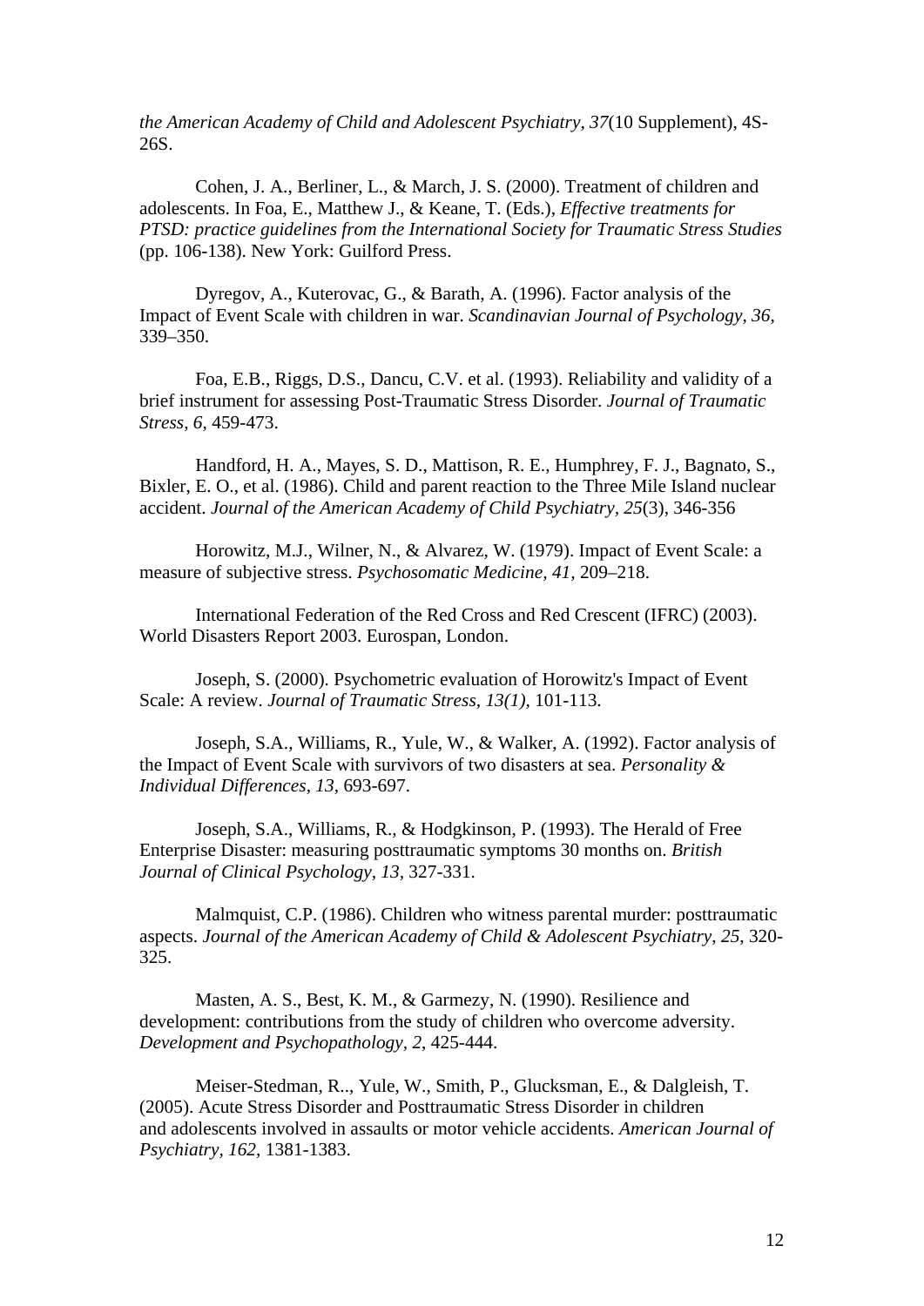*the American Academy of Child and Adolescent Psychiatry, 37*(10 Supplement), 4S-26S.

Cohen, J. A., Berliner, L., & March, J. S. (2000). Treatment of children and adolescents. In Foa, E., Matthew J., & Keane, T. (Eds.), *Effective treatments for PTSD: practice guidelines from the International Society for Traumatic Stress Studies* (pp. 106-138). New York: Guilford Press.

Dyregov, A., Kuterovac, G., & Barath, A. (1996). Factor analysis of the Impact of Event Scale with children in war. *Scandinavian Journal of Psychology, 36*, 339–350.

Foa, E.B., Riggs, D.S., Dancu, C.V. et al. (1993). Reliability and validity of a brief instrument for assessing Post-Traumatic Stress Disorder. *Journal of Traumatic Stress, 6*, 459-473.

Handford, H. A., Mayes, S. D., Mattison, R. E., Humphrey, F. J., Bagnato, S., Bixler, E. O., et al. (1986). Child and parent reaction to the Three Mile Island nuclear accident. *Journal of the American Academy of Child Psychiatry, 25*(3), 346-356

Horowitz, M.J., Wilner, N., & Alvarez, W. (1979). Impact of Event Scale: a measure of subjective stress. *Psychosomatic Medicine, 41*, 209–218.

International Federation of the Red Cross and Red Crescent (IFRC) (2003). World Disasters Report 2003. Eurospan, London.

Joseph, S. (2000). Psychometric evaluation of Horowitz's Impact of Event Scale: A review. *Journal of Traumatic Stress, 13(1)*, 101-113.

Joseph, S.A., Williams, R., Yule, W., & Walker, A. (1992). Factor analysis of the Impact of Event Scale with survivors of two disasters at sea. *Personality & Individual Differences, 13*, 693-697.

Joseph, S.A., Williams, R., & Hodgkinson, P. (1993). The Herald of Free Enterprise Disaster: measuring posttraumatic symptoms 30 months on. *British Journal of Clinical Psychology, 13*, 327-331.

Malmquist, C.P. (1986). Children who witness parental murder: posttraumatic aspects. *Journal of the American Academy of Child & Adolescent Psychiatry, 25*, 320-325.

Masten, A. S., Best, K. M., & Garmezy, N. (1990). Resilience and development: contributions from the study of children who overcome adversity. *Development and Psychopathology, 2*, 425-444.

Meiser-Stedman, R.., Yule, W., Smith, P., Glucksman, E., & Dalgleish, T. (2005). Acute Stress Disorder and Posttraumatic Stress Disorder in children and adolescents involved in assaults or motor vehicle accidents. *American Journal of Psychiatry, 162*, 1381-1383.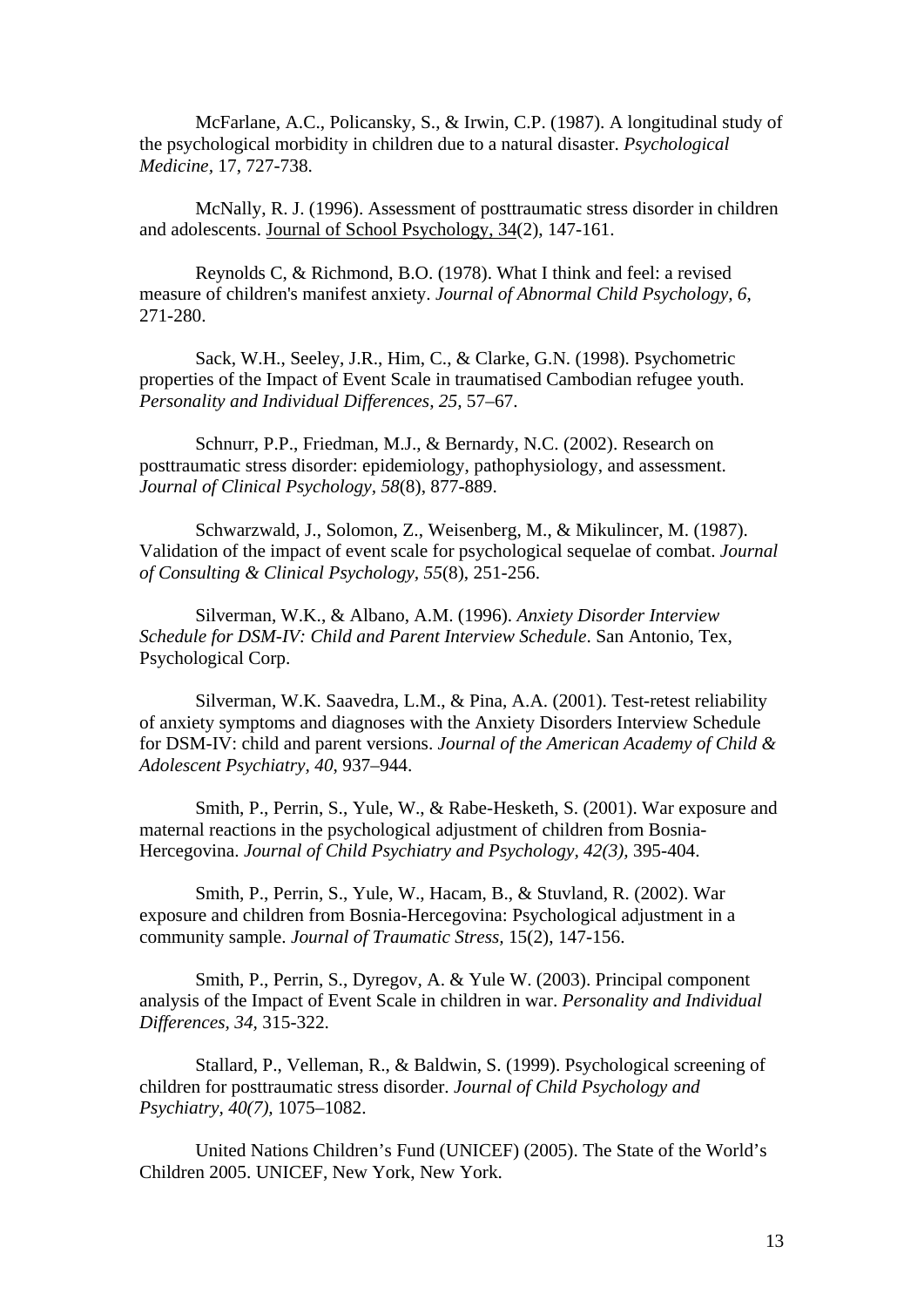McFarlane, A.C., Policansky, S., & Irwin, C.P. (1987). A longitudinal study of the psychological morbidity in children due to a natural disaster. *Psychological Medicine*, 17, 727-738.

McNally, R. J. (1996). Assessment of posttraumatic stress disorder in children and adolescents. Journal of School Psychology, 34(2), 147-161.

Reynolds C, & Richmond, B.O. (1978). What I think and feel: a revised measure of children's manifest anxiety. *Journal of Abnormal Child Psychology, 6*, 271-280.

Sack, W.H., Seeley, J.R., Him, C., & Clarke, G.N. (1998). Psychometric properties of the Impact of Event Scale in traumatised Cambodian refugee youth. *Personality and Individual Differences, 25,* 57–67.

Schnurr, P.P., Friedman, M.J., & Bernardy, N.C. (2002). Research on posttraumatic stress disorder: epidemiology, pathophysiology, and assessment. *Journal of Clinical Psychology, 58*(8), 877-889.

Schwarzwald, J., Solomon, Z., Weisenberg, M., & Mikulincer, M. (1987). Validation of the impact of event scale for psychological sequelae of combat. *Journal of Consulting & Clinical Psychology, 55*(8), 251-256.

Silverman, W.K., & Albano, A.M. (1996). *Anxiety Disorder Interview Schedule for DSM-IV: Child and Parent Interview Schedule*. San Antonio, Tex, Psychological Corp.

Silverman, W.K. Saavedra, L.M., & Pina, A.A. (2001). Test-retest reliability of anxiety symptoms and diagnoses with the Anxiety Disorders Interview Schedule for DSM-IV: child and parent versions. *Journal of the American Academy of Child & Adolescent Psychiatry, 40*, 937–944.

Smith, P., Perrin, S., Yule, W., & Rabe-Hesketh, S. (2001). War exposure and maternal reactions in the psychological adjustment of children from Bosnia-Hercegovina. *Journal of Child Psychiatry and Psychology, 42(3),* 395-404.

Smith, P., Perrin, S., Yule, W., Hacam, B., & Stuvland, R. (2002). War exposure and children from Bosnia-Hercegovina: Psychological adjustment in a community sample. *Journal of Traumatic Stress,* 15(2), 147-156.

Smith, P., Perrin, S., Dyregov, A. & Yule W. (2003). Principal component analysis of the Impact of Event Scale in children in war. *Personality and Individual Differences, 34,* 315-322.

Stallard, P., Velleman, R., & Baldwin, S. (1999). Psychological screening of children for posttraumatic stress disorder. *Journal of Child Psychology and Psychiatry, 40(7),* 1075–1082.

United Nations Children's Fund (UNICEF) (2005). The State of the World's Children 2005. UNICEF, New York, New York.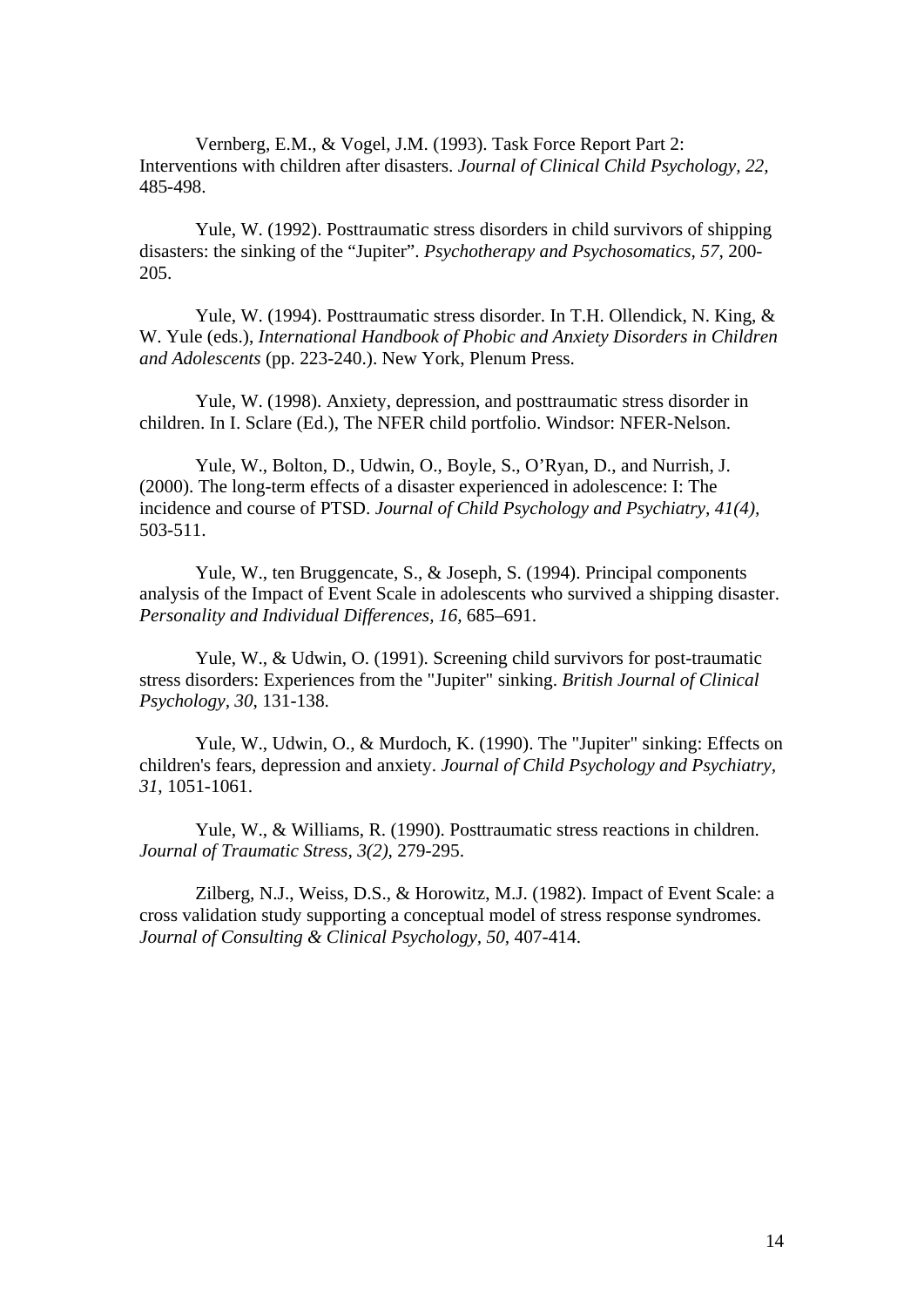Vernberg, E.M., & Vogel, J.M. (1993). Task Force Report Part 2: Interventions with children after disasters. *Journal of Clinical Child Psychology, 22,* 485-498.

Yule, W. (1992). Posttraumatic stress disorders in child survivors of shipping disasters: the sinking of the "Jupiter". *Psychotherapy and Psychosomatics, 57,* 200-205.

Yule, W. (1994). Posttraumatic stress disorder. In T.H. Ollendick, N. King, & W. Yule (eds.), *International Handbook of Phobic and Anxiety Disorders in Children and Adolescents* (pp. 223-240.). New York, Plenum Press.

Yule, W. (1998). Anxiety, depression, and posttraumatic stress disorder in children. In I. Sclare (Ed.), The NFER child portfolio. Windsor: NFER-Nelson.

Yule, W., Bolton, D., Udwin, O., Boyle, S., O'Ryan, D., and Nurrish, J. (2000). The long-term effects of a disaster experienced in adolescence: I: The incidence and course of PTSD. *Journal of Child Psychology and Psychiatry, 41(4),* 503-511.

Yule, W., ten Bruggencate, S., & Joseph, S. (1994). Principal components analysis of the Impact of Event Scale in adolescents who survived a shipping disaster. *Personality and Individual Differences, 16,* 685–691.

Yule, W., & Udwin, O. (1991). Screening child survivors for post-traumatic stress disorders: Experiences from the "Jupiter" sinking. *British Journal of Clinical Psychology, 30*, 131-138.

Yule, W., Udwin, O., & Murdoch, K. (1990). The "Jupiter" sinking: Effects on children's fears, depression and anxiety. *Journal of Child Psychology and Psychiatry, 31*, 1051-1061.

Yule, W., & Williams, R. (1990). Posttraumatic stress reactions in children. *Journal of Traumatic Stress, 3(2),* 279-295.

Zilberg, N.J., Weiss, D.S., & Horowitz, M.J. (1982). Impact of Event Scale: a cross validation study supporting a conceptual model of stress response syndromes. *Journal of Consulting & Clinical Psychology, 50,* 407-414.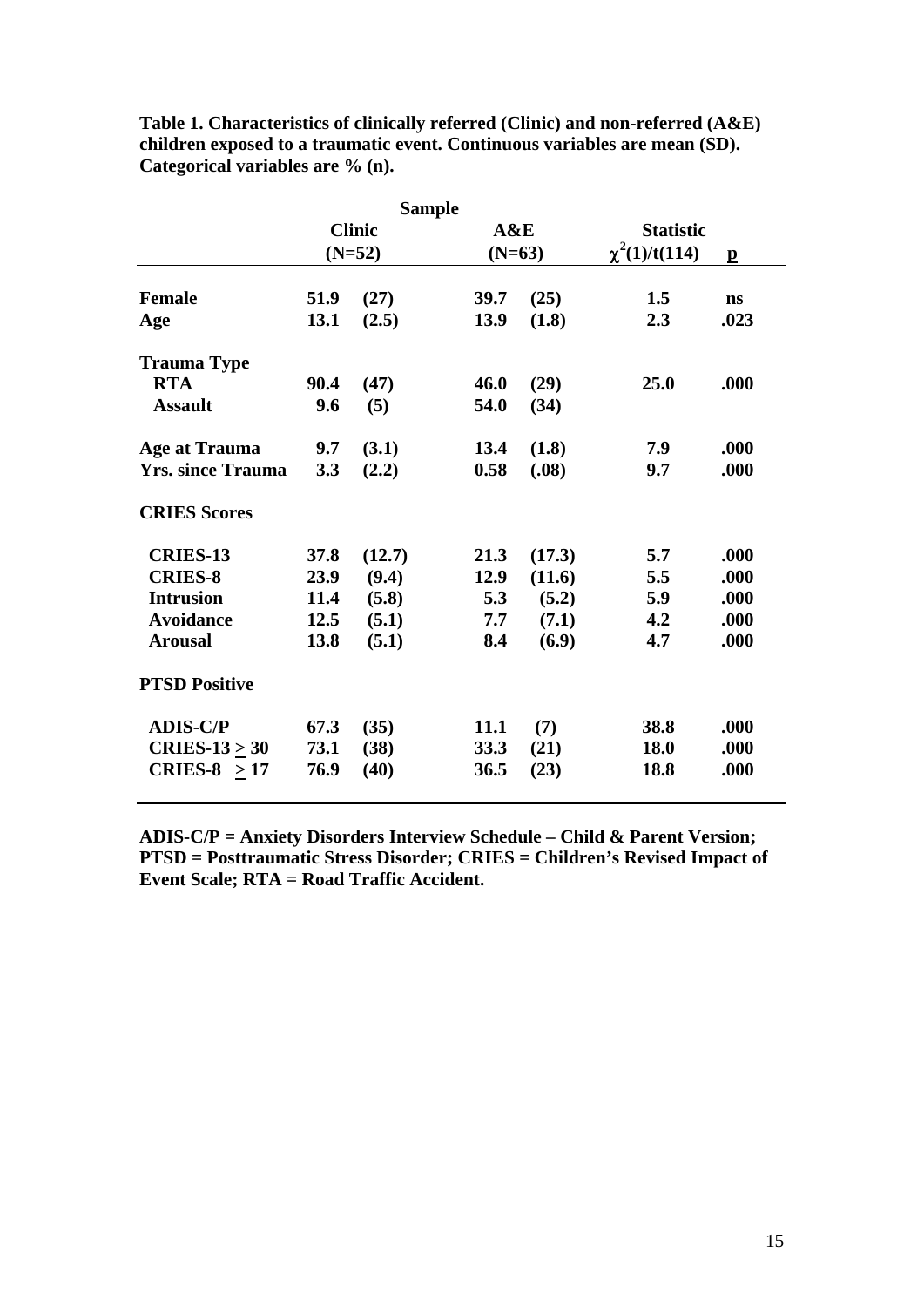**Table 1. Characteristics of clinically referred (Clinic) and non-referred (A&E) children exposed to a traumatic event. Continuous variables are mean (SD). Categorical variables are % (n).**

| | Sample | | | | | |
|---|---|---|---|---|---|---|
| | Clinic (N=52) | | A&E (N=63) | | Statistic $\chi^2(1)/t(114)$ | p |
| **Female** | 51.9 | (27) | 39.7 | (25) | 1.5 | ns |
| **Age** | 13.1 | (2.5) | 13.9 | (1.8) | 2.3 | .023 |
| **Trauma Type** | | | | | | |
| **RTA** | 90.4 | (47) | 46.0 | (29) | 25.0 | .000 |
| **Assault** | 9.6 | (5) | 54.0 | (34) | | |
| **Age at Trauma** | 9.7 | (3.1) | 13.4 | (1.8) | 7.9 | .000 |
| **Yrs. since Trauma** | 3.3 | (2.2) | 0.58 | (.08) | 9.7 | .000 |
| **CRIES Scores** | | | | | | |
| **CRIES-13** | 37.8 | (12.7) | 21.3 | (17.3) | 5.7 | .000 |
| **CRIES-8** | 23.9 | (9.4) | 12.9 | (11.6) | 5.5 | .000 |
| **Intrusion** | 11.4 | (5.8) | 5.3 | (5.2) | 5.9 | .000 |
| **Avoidance** | 12.5 | (5.1) | 7.7 | (7.1) | 4.2 | .000 |
| **Arousal** | 13.8 | (5.1) | 8.4 | (6.9) | 4.7 | .000 |
| **PTSD Positive** | | | | | | |
| **ADIS-C/P** | 67.3 | (35) | 11.1 | (7) | 38.8 | .000 |
| **CRIES-13 $\geq$ 30** | 73.1 | (38) | 33.3 | (21) | 18.0 | .000 |
| **CRIES-8 $\geq$ 17** | 76.9 | (40) | 36.5 | (23) | 18.8 | .000 |

**ADIS-C/P = Anxiety Disorders Interview Schedule – Child & Parent Version; PTSD = Posttraumatic Stress Disorder; CRIES = Children's Revised Impact of Event Scale; RTA = Road Traffic Accident.**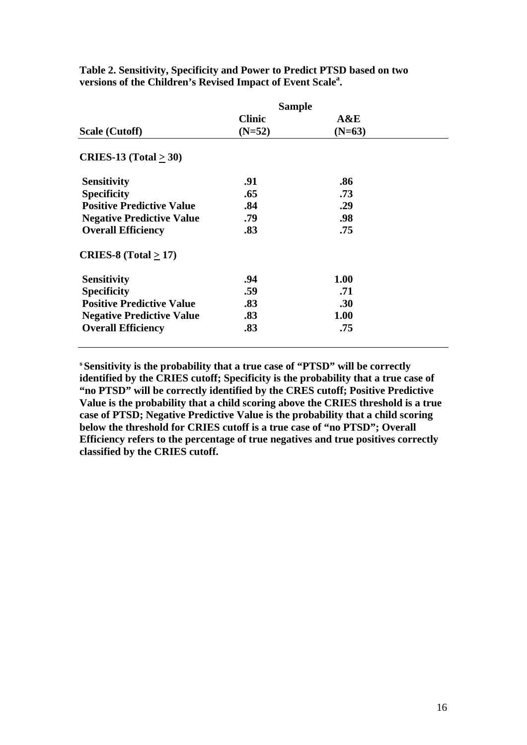**Table 2. Sensitivity, Specificity and Power to Predict PTSD based on two versions of the Children's Revised Impact of Event Scale[a].**

| | Sample | |
|---|---|---|
| **Scale (Cutoff)** | **Clinic (N=52)** | **A&E (N=63)** |
| **CRIES-13 (Total ≥ 30)** | | |
| **Sensitivity** | **.91** | **.86** |
| **Specificity** | **.65** | **.73** |
| **Positive Predictive Value** | **.84** | **.29** |
| **Negative Predictive Value** | **.79** | **.98** |
| **Overall Efficiency** | **.83** | **.75** |
| **CRIES-8 (Total ≥ 17)** | | |
| **Sensitivity** | **.94** | **1.00** |
| **Specificity** | **.59** | **.71** |
| **Positive Predictive Value** | **.83** | **.30** |
| **Negative Predictive Value** | **.83** | **1.00** |
| **Overall Efficiency** | **.83** | **.75** |

**[s] Sensitivity is the probability that a true case of "PTSD" will be correctly identified by the CRIES cutoff; Specificity is the probability that a true case of "no PTSD" will be correctly identified by the CRES cutoff; Positive Predictive Value is the probability that a child scoring above the CRIES threshold is a true case of PTSD; Negative Predictive Value is the probability that a child scoring below the threshold for CRIES cutoff is a true case of "no PTSD"; Overall Efficiency refers to the percentage of true negatives and true positives correctly classified by the CRIES cutoff.**